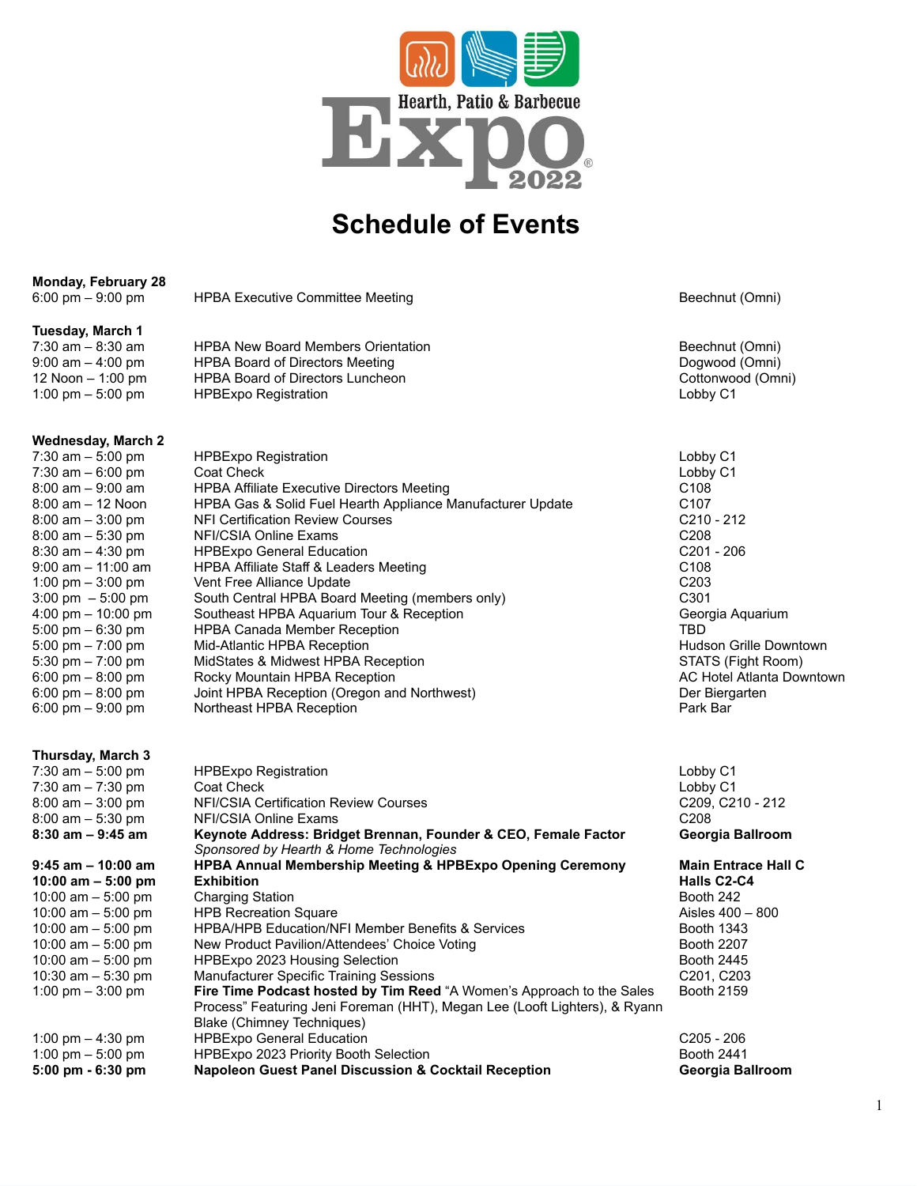Hearth, Patio & Barbecue Expo 2022

# Schedule of Events

**Monday, February 28**

| | | |
|---|---|---|
| 6:00 pm – 9:00 pm | HPBA Executive Committee Meeting | Beechnut (Omni) |

**Tuesday, March 1**

| | | |
|---|---|---|
| 7:30 am – 8:30 am | HPBA New Board Members Orientation | Beechnut (Omni) |
| 9:00 am – 4:00 pm | HPBA Board of Directors Meeting | Dogwood (Omni) |
| 12 Noon – 1:00 pm | HPBA Board of Directors Luncheon | Cottonwood (Omni) |
| 1:00 pm – 5:00 pm | HPBExpo Registration | Lobby C1 |

**Wednesday, March 2**

| | | |
|---|---|---|
| 7:30 am – 5:00 pm | HPBExpo Registration | Lobby C1 |
| 7:30 am – 6:00 pm | Coat Check | Lobby C1 |
| 8:00 am – 9:00 am | HPBA Affiliate Executive Directors Meeting | C108 |
| 8:00 am – 12 Noon | HPBA Gas & Solid Fuel Hearth Appliance Manufacturer Update | C107 |
| 8:00 am – 3:00 pm | NFI Certification Review Courses | C210 - 212 |
| 8:00 am – 5:30 pm | NFI/CSIA Online Exams | C208 |
| 8:30 am – 4:30 pm | HPBExpo General Education | C201 - 206 |
| 9:00 am – 11:00 am | HPBA Affiliate Staff & Leaders Meeting | C108 |
| 1:00 pm – 3:00 pm | Vent Free Alliance Update | C203 |
| 3:00 pm – 5:00 pm | South Central HPBA Board Meeting (members only) | C301 |
| 4:00 pm – 10:00 pm | Southeast HPBA Aquarium Tour & Reception | Georgia Aquarium |
| 5:00 pm – 6:30 pm | HPBA Canada Member Reception | TBD |
| 5:00 pm – 7:00 pm | Mid-Atlantic HPBA Reception | Hudson Grille Downtown |
| 5:30 pm – 7:00 pm | MidStates & Midwest HPBA Reception | STATS (Fight Room) |
| 6:00 pm – 8:00 pm | Rocky Mountain HPBA Reception | AC Hotel Atlanta Downtown |
| 6:00 pm – 8:00 pm | Joint HPBA Reception (Oregon and Northwest) | Der Biergarten |
| 6:00 pm – 9:00 pm | Northeast HPBA Reception | Park Bar |

**Thursday, March 3**

| | | |
|---|---|---|
| 7:30 am – 5:00 pm | HPBExpo Registration | Lobby C1 |
| 7:30 am – 7:30 pm | Coat Check | Lobby C1 |
| 8:00 am – 3:00 pm | NFI/CSIA Certification Review Courses | C209, C210 - 212 |
| 8:00 am – 5:30 pm | NFI/CSIA Online Exams | C208 |
| **8:30 am – 9:45 am** | **Keynote Address: Bridget Brennan, Founder & CEO, Female Factor** *Sponsored by Hearth & Home Technologies* | **Georgia Ballroom** |
| **9:45 am – 10:00 am** | **HPBA Annual Membership Meeting & HPBExpo Opening Ceremony** | **Main Entrace Hall C** |
| **10:00 am – 5:00 pm** | **Exhibition** | **Halls C2-C4** |
| 10:00 am – 5:00 pm | Charging Station | Booth 242 |
| 10:00 am – 5:00 pm | HPB Recreation Square | Aisles 400 – 800 |
| 10:00 am – 5:00 pm | HPBA/HPB Education/NFI Member Benefits & Services | Booth 1343 |
| 10:00 am – 5:00 pm | New Product Pavilion/Attendees' Choice Voting | Booth 2207 |
| 10:00 am – 5:00 pm | HPBExpo 2023 Housing Selection | Booth 2445 |
| 10:30 am – 5:30 pm | Manufacturer Specific Training Sessions | C201, C203 |
| 1:00 pm – 3:00 pm | **Fire Time Podcast hosted by Tim Reed** "A Women's Approach to the Sales Process" Featuring Jeni Foreman (HHT), Megan Lee (Looft Lighters), & Ryann Blake (Chimney Techniques) | Booth 2159 |
| 1:00 pm – 4:30 pm | HPBExpo General Education | C205 - 206 |
| 1:00 pm – 5:00 pm | HPBExpo 2023 Priority Booth Selection | Booth 2441 |
| **5:00 pm - 6:30 pm** | **Napoleon Guest Panel Discussion & Cocktail Reception** | **Georgia Ballroom** |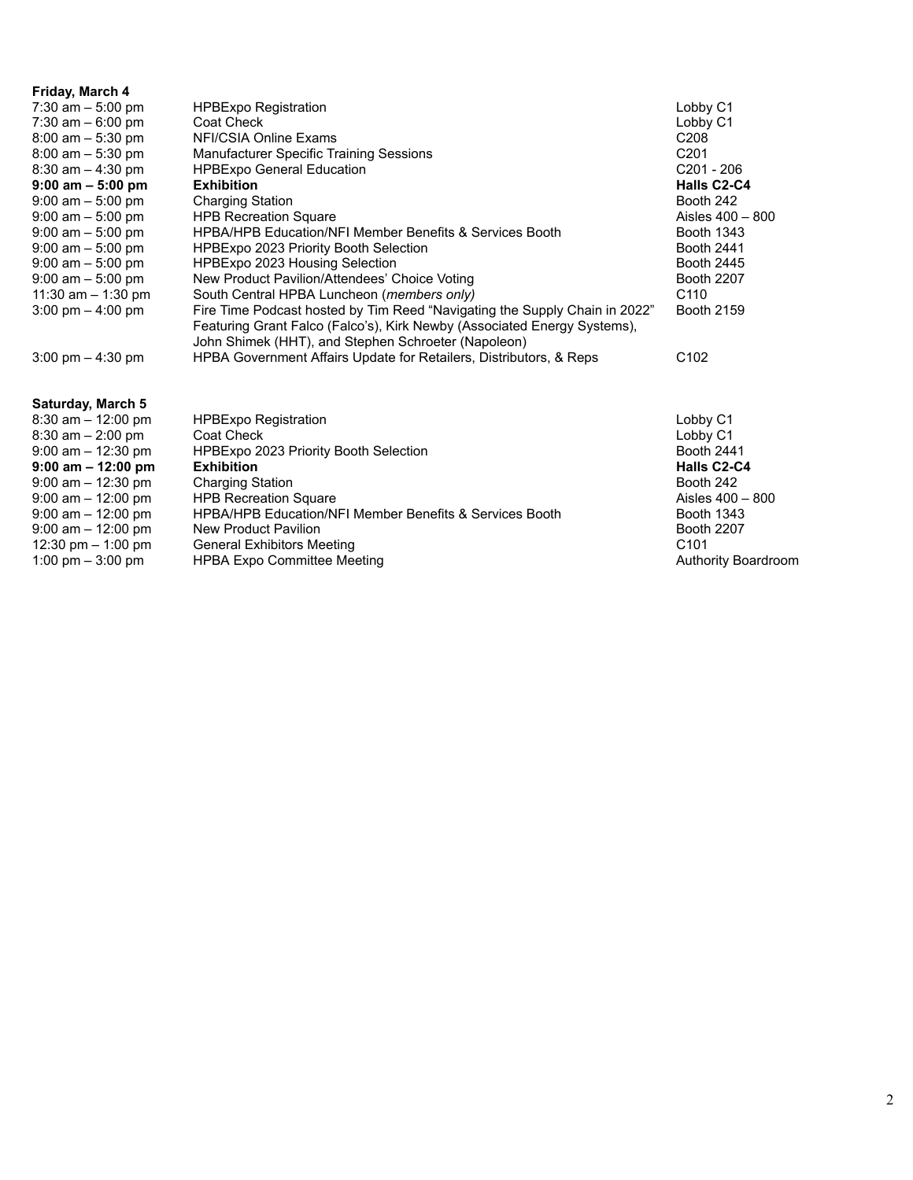**Friday, March 4**

| | | |
|---|---|---|
| 7:30 am – 5:00 pm | HPBExpo Registration | Lobby C1 |
| 7:30 am – 6:00 pm | Coat Check | Lobby C1 |
| 8:00 am – 5:30 pm | NFI/CSIA Online Exams | C208 |
| 8:00 am – 5:30 pm | Manufacturer Specific Training Sessions | C201 |
| 8:30 am – 4:30 pm | HPBExpo General Education | C201 - 206 |
| **9:00 am – 5:00 pm** | **Exhibition** | **Halls C2-C4** |
| 9:00 am – 5:00 pm | Charging Station | Booth 242 |
| 9:00 am – 5:00 pm | HPB Recreation Square | Aisles 400 – 800 |
| 9:00 am – 5:00 pm | HPBA/HPB Education/NFI Member Benefits & Services Booth | Booth 1343 |
| 9:00 am – 5:00 pm | HPBExpo 2023 Priority Booth Selection | Booth 2441 |
| 9:00 am – 5:00 pm | HPBExpo 2023 Housing Selection | Booth 2445 |
| 9:00 am – 5:00 pm | New Product Pavilion/Attendees' Choice Voting | Booth 2207 |
| 11:30 am – 1:30 pm | South Central HPBA Luncheon (*members only)* | C110 |
| 3:00 pm – 4:00 pm | Fire Time Podcast hosted by Tim Reed "Navigating the Supply Chain in 2022" Featuring Grant Falco (Falco's), Kirk Newby (Associated Energy Systems), John Shimek (HHT), and Stephen Schroeter (Napoleon) | Booth 2159 |
| 3:00 pm – 4:30 pm | HPBA Government Affairs Update for Retailers, Distributors, & Reps | C102 |

**Saturday, March 5**

| | | |
|---|---|---|
| 8:30 am – 12:00 pm | HPBExpo Registration | Lobby C1 |
| 8:30 am – 2:00 pm | Coat Check | Lobby C1 |
| 9:00 am – 12:30 pm | HPBExpo 2023 Priority Booth Selection | Booth 2441 |
| **9:00 am – 12:00 pm** | **Exhibition** | **Halls C2-C4** |
| 9:00 am – 12:30 pm | Charging Station | Booth 242 |
| 9:00 am – 12:00 pm | HPB Recreation Square | Aisles 400 – 800 |
| 9:00 am – 12:00 pm | HPBA/HPB Education/NFI Member Benefits & Services Booth | Booth 1343 |
| 9:00 am – 12:00 pm | New Product Pavilion | Booth 2207 |
| 12:30 pm – 1:00 pm | General Exhibitors Meeting | C101 |
| 1:00 pm – 3:00 pm | HPBA Expo Committee Meeting | Authority Boardroom |